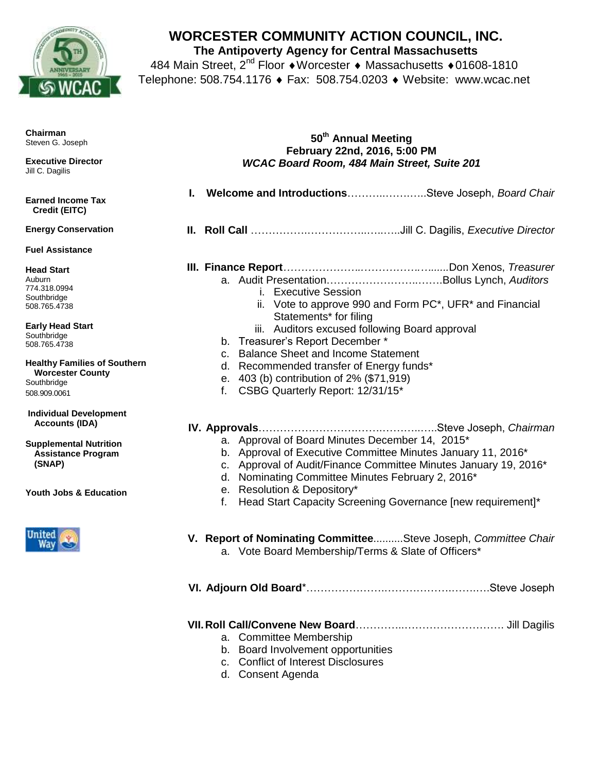# WORCESTER COMMUNITY ACTION COUNCIL, INC.

**The Antipoverty Agency for Central Massachusetts**

484 Main Street, 2nd Floor ♦ Worcester ♦ Massachusetts ♦ 01608-1810

Telephone: 508.754.1176 ♦ Fax: 508.754.0203 ♦ Website: www.wcac.net

**Chairman**
Steven G. Joseph

**Executive Director**
Jill C. Dagilis

**Earned Income Tax Credit (EITC)**

**Energy Conservation**

**Fuel Assistance**

**Head Start**
Auburn
774.318.0994
Southbridge
508.765.4738

**Early Head Start**
Southbridge
508.765.4738

**Healthy Families of Southern Worcester County**
Southbridge
508.909.0061

**Individual Development Accounts (IDA)**

**Supplemental Nutrition Assistance Program (SNAP)**

**Youth Jobs & Education**

## 50th Annual Meeting
**February 22nd, 2016, 5:00 PM**
***WCAC Board Room, 484 Main Street, Suite 201***

**I. Welcome and Introductions**……………………..Steve Joseph, *Board Chair*

**II. Roll Call** ……………………………………..Jill C. Dagilis, *Executive Director*

**III. Finance Report**……………………………………..Don Xenos, *Treasurer*

a. Audit Presentation…………………………Bollus Lynch, *Auditors*
   - i. Executive Session
   - ii. Vote to approve 990 and Form PC*, UFR* and Financial Statements* for filing
   - iii. Auditors excused following Board approval

b. Treasurer's Report December *
c. Balance Sheet and Income Statement
d. Recommended transfer of Energy funds*
e. 403 (b) contribution of 2% ($71,919)
f. CSBG Quarterly Report: 12/31/15*

**IV. Approvals**…………………………………………..Steve Joseph, *Chairman*

a. Approval of Board Minutes December 14, 2015*
b. Approval of Executive Committee Minutes January 11, 2016*
c. Approval of Audit/Finance Committee Minutes January 19, 2016*
d. Nominating Committee Minutes February 2, 2016*
e. Resolution & Depository*
f. Head Start Capacity Screening Governance [new requirement]*

**V. Report of Nominating Committee**..........Steve Joseph, *Committee Chair*

a. Vote Board Membership/Terms & Slate of Officers*

**VI. Adjourn Old Board***……………………………………………Steve Joseph

**VII. Roll Call/Convene New Board**…………………………………… Jill Dagilis

a. Committee Membership
b. Board Involvement opportunities
c. Conflict of Interest Disclosures
d. Consent Agenda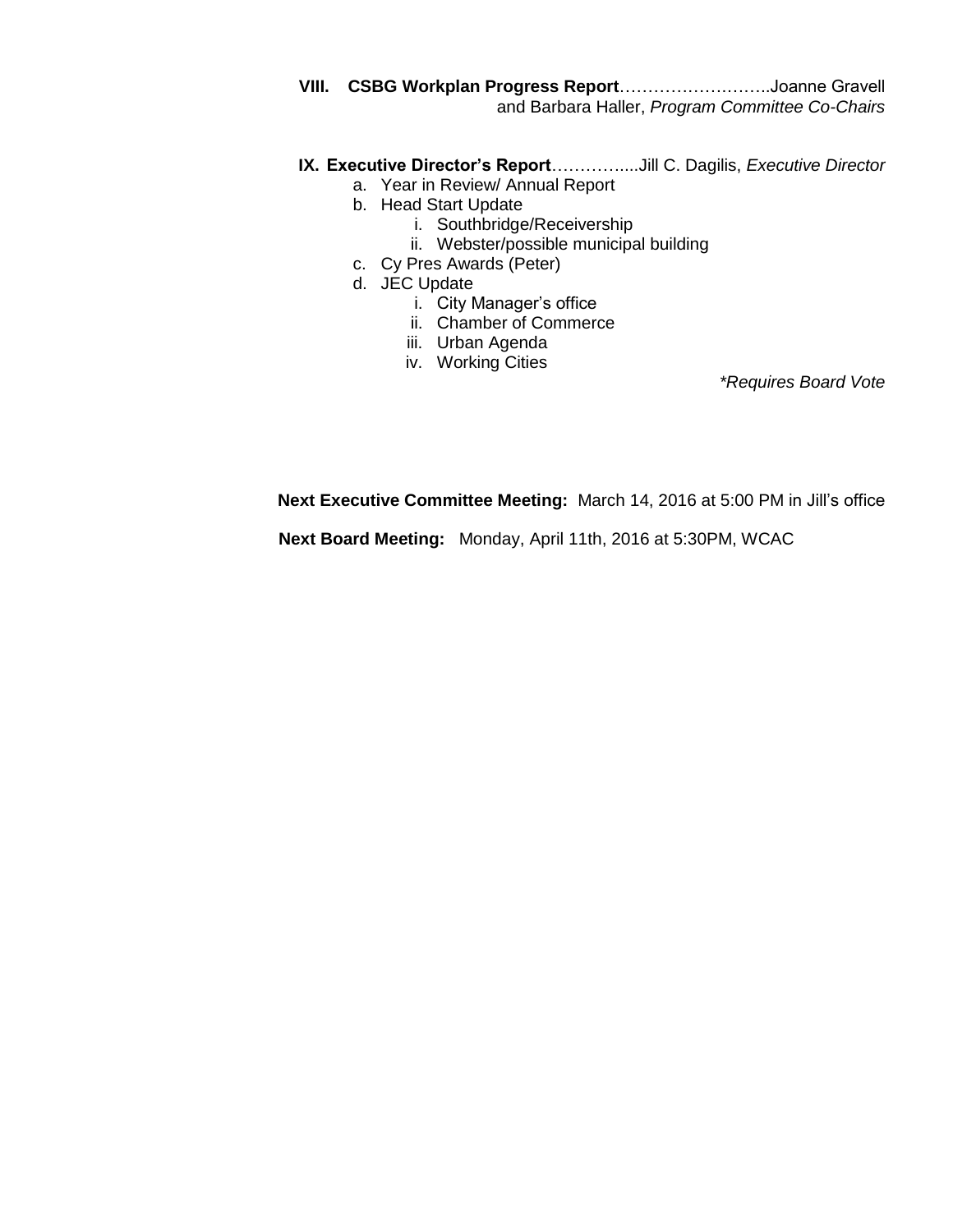**VIII. CSBG Workplan Progress Report**……………………..Joanne Gravell and Barbara Haller, *Program Committee Co-Chairs*

**IX. Executive Director's Report**…………....Jill C. Dagilis, *Executive Director*

a. Year in Review/ Annual Report
b. Head Start Update
   i. Southbridge/Receivership
   ii. Webster/possible municipal building
c. Cy Pres Awards (Peter)
d. JEC Update
   i. City Manager's office
   ii. Chamber of Commerce
   iii. Urban Agenda
   iv. Working Cities

*\*Requires Board Vote*

**Next Executive Committee Meeting:** March 14, 2016 at 5:00 PM in Jill's office

**Next Board Meeting:** Monday, April 11th, 2016 at 5:30PM, WCAC